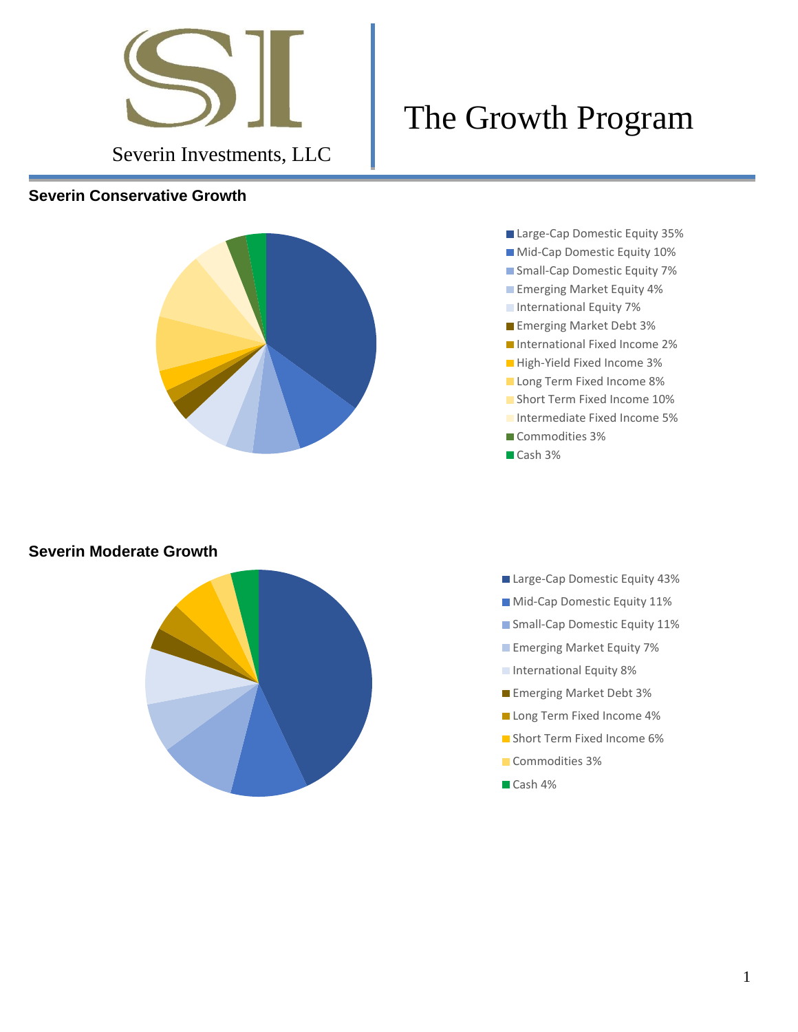Severin Investments, LLC

# The Growth Program

## Severin Conservative Growth

- Large-Cap Domestic Equity 35%
- Mid-Cap Domestic Equity 10%
- Small-Cap Domestic Equity 7%
- Emerging Market Equity 4%
- International Equity 7%
- Emerging Market Debt 3%
- International Fixed Income 2%
- High-Yield Fixed Income 3%
- Long Term Fixed Income 8%
- Short Term Fixed Income 10%
- Intermediate Fixed Income 5%
- Commodities 3%
- Cash 3%

## Severin Moderate Growth

- Large-Cap Domestic Equity 43%
- Mid-Cap Domestic Equity 11%
- Small-Cap Domestic Equity 11%
- Emerging Market Equity 7%
- International Equity 8%
- Emerging Market Debt 3%
- Long Term Fixed Income 4%
- Short Term Fixed Income 6%
- Commodities 3%
- Cash 4%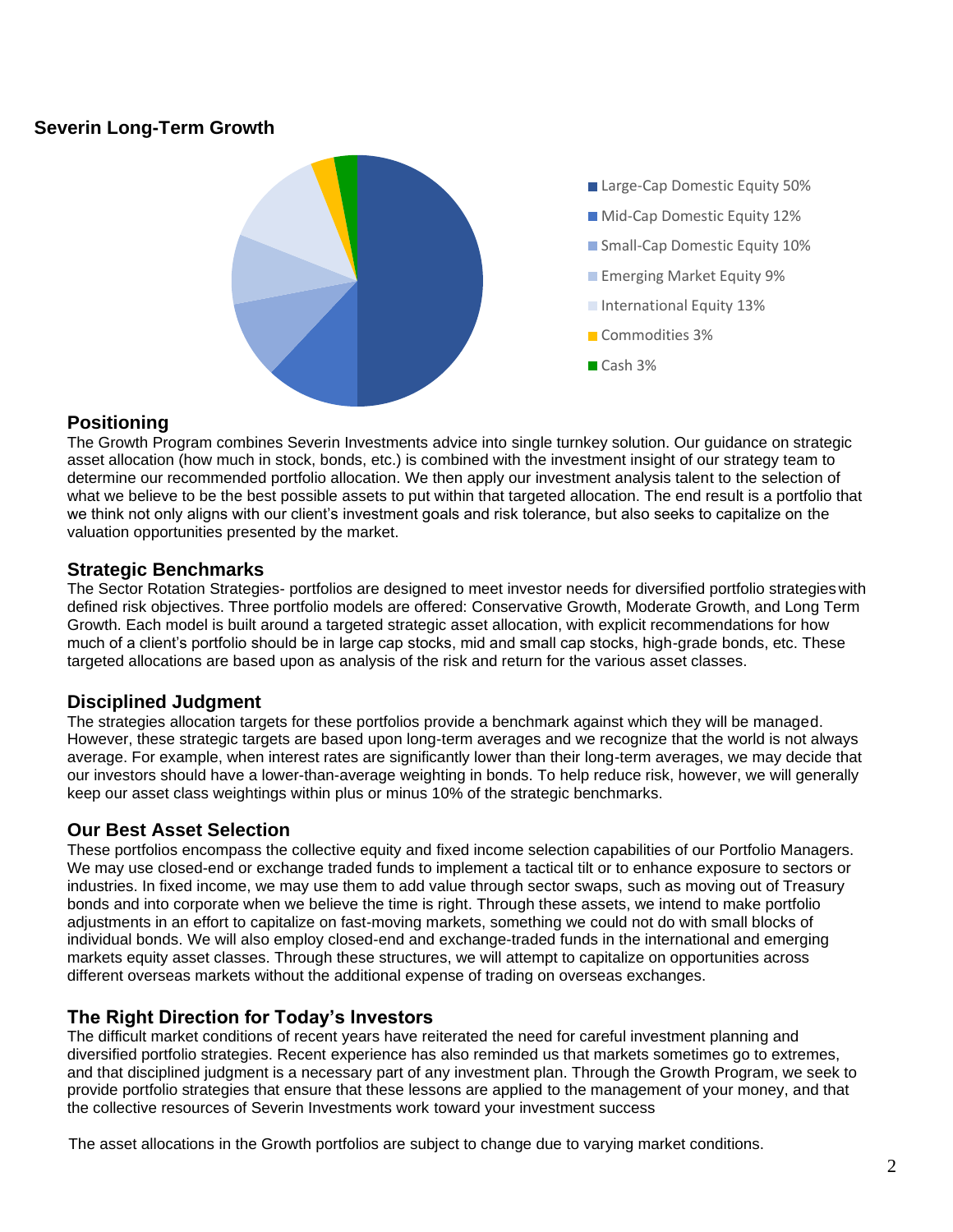## Severin Long-Term Growth

- Large-Cap Domestic Equity 50%
- Mid-Cap Domestic Equity 12%
- Small-Cap Domestic Equity 10%
- Emerging Market Equity 9%
- International Equity 13%
- Commodities 3%
- Cash 3%

### Positioning

The Growth Program combines Severin Investments advice into single turnkey solution. Our guidance on strategic asset allocation (how much in stock, bonds, etc.) is combined with the investment insight of our strategy team to determine our recommended portfolio allocation. We then apply our investment analysis talent to the selection of what we believe to be the best possible assets to put within that targeted allocation. The end result is a portfolio that we think not only aligns with our client's investment goals and risk tolerance, but also seeks to capitalize on the valuation opportunities presented by the market.

### Strategic Benchmarks

The Sector Rotation Strategies- portfolios are designed to meet investor needs for diversified portfolio strategies with defined risk objectives. Three portfolio models are offered: Conservative Growth, Moderate Growth, and Long Term Growth. Each model is built around a targeted strategic asset allocation, with explicit recommendations for how much of a client's portfolio should be in large cap stocks, mid and small cap stocks, high-grade bonds, etc. These targeted allocations are based upon as analysis of the risk and return for the various asset classes.

### Disciplined Judgment

The strategies allocation targets for these portfolios provide a benchmark against which they will be managed. However, these strategic targets are based upon long-term averages and we recognize that the world is not always average. For example, when interest rates are significantly lower than their long-term averages, we may decide that our investors should have a lower-than-average weighting in bonds. To help reduce risk, however, we will generally keep our asset class weightings within plus or minus 10% of the strategic benchmarks.

### Our Best Asset Selection

These portfolios encompass the collective equity and fixed income selection capabilities of our Portfolio Managers. We may use closed-end or exchange traded funds to implement a tactical tilt or to enhance exposure to sectors or industries. In fixed income, we may use them to add value through sector swaps, such as moving out of Treasury bonds and into corporate when we believe the time is right. Through these assets, we intend to make portfolio adjustments in an effort to capitalize on fast-moving markets, something we could not do with small blocks of individual bonds. We will also employ closed-end and exchange-traded funds in the international and emerging markets equity asset classes. Through these structures, we will attempt to capitalize on opportunities across different overseas markets without the additional expense of trading on overseas exchanges.

### The Right Direction for Today's Investors

The difficult market conditions of recent years have reiterated the need for careful investment planning and diversified portfolio strategies. Recent experience has also reminded us that markets sometimes go to extremes, and that disciplined judgment is a necessary part of any investment plan. Through the Growth Program, we seek to provide portfolio strategies that ensure that these lessons are applied to the management of your money, and that the collective resources of Severin Investments work toward your investment success

The asset allocations in the Growth portfolios are subject to change due to varying market conditions.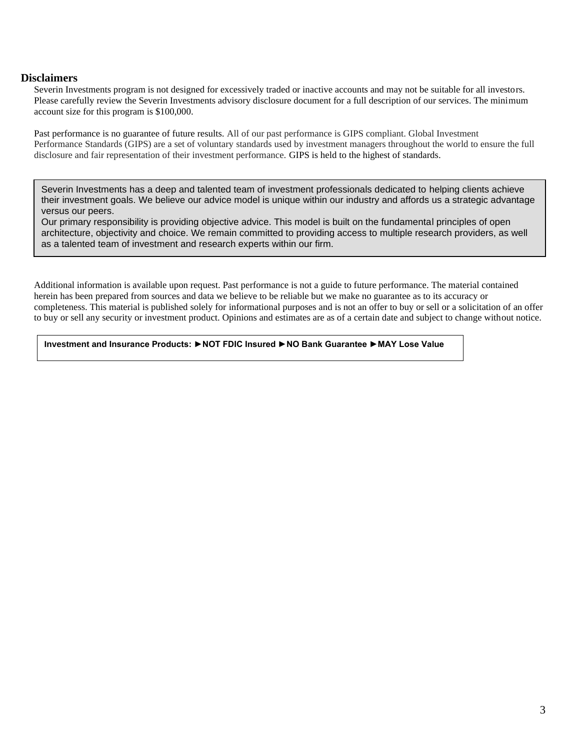## Disclaimers

Severin Investments program is not designed for excessively traded or inactive accounts and may not be suitable for all investors. Please carefully review the Severin Investments advisory disclosure document for a full description of our services. The minimum account size for this program is $100,000.

Past performance is no guarantee of future results. All of our past performance is GIPS compliant. Global Investment Performance Standards (GIPS) are a set of voluntary standards used by investment managers throughout the world to ensure the full disclosure and fair representation of their investment performance. GIPS is held to the highest of standards.

Severin Investments has a deep and talented team of investment professionals dedicated to helping clients achieve their investment goals. We believe our advice model is unique within our industry and affords us a strategic advantage versus our peers.
Our primary responsibility is providing objective advice. This model is built on the fundamental principles of open architecture, objectivity and choice. We remain committed to providing access to multiple research providers, as well as a talented team of investment and research experts within our firm.

Additional information is available upon request. Past performance is not a guide to future performance. The material contained herein has been prepared from sources and data we believe to be reliable but we make no guarantee as to its accuracy or completeness. This material is published solely for informational purposes and is not an offer to buy or sell or a solicitation of an offer to buy or sell any security or investment product. Opinions and estimates are as of a certain date and subject to change without notice.

**Investment and Insurance Products: ►NOT FDIC Insured ►NO Bank Guarantee ►MAY Lose Value**